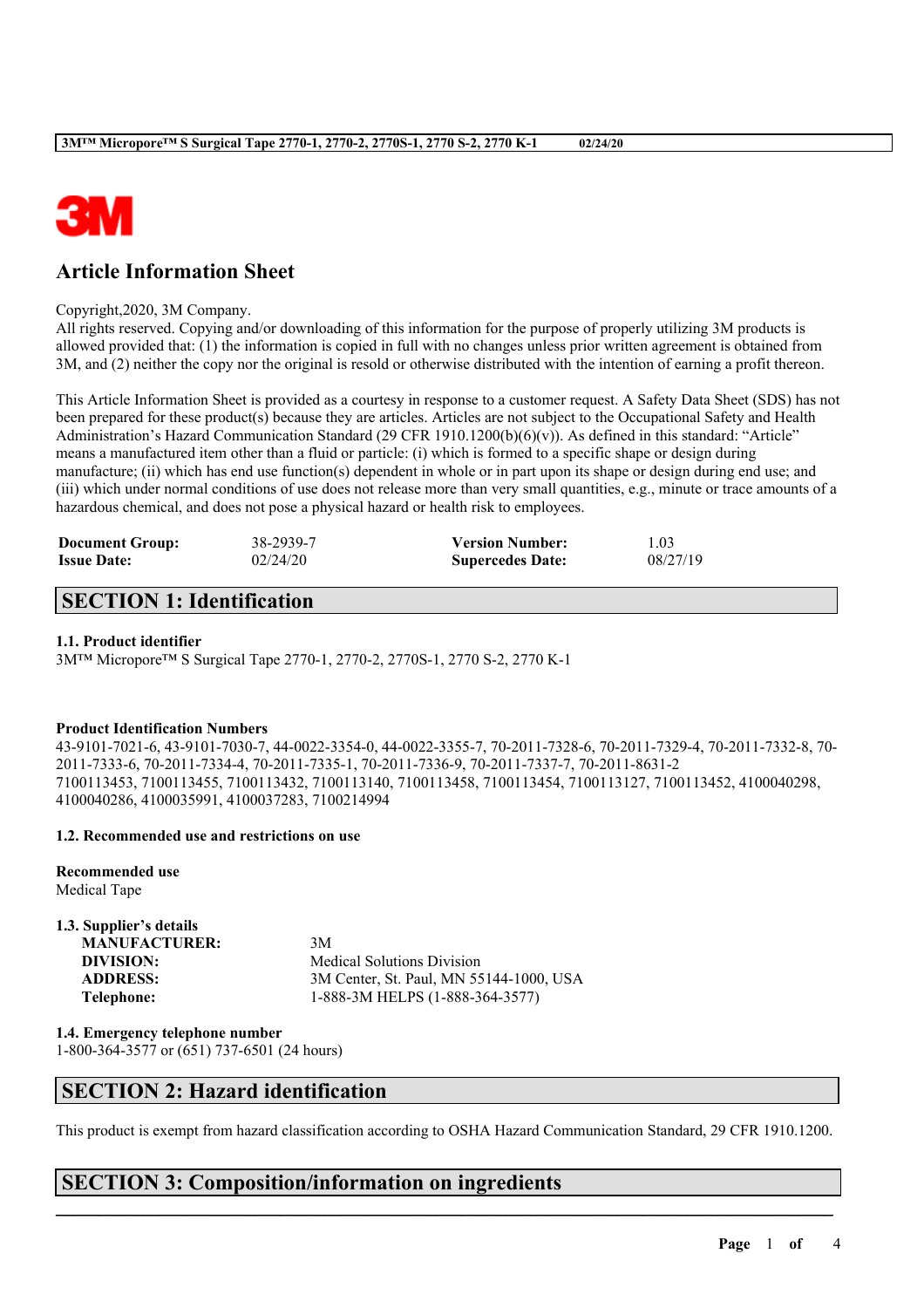# Article Information Sheet

Copyright,2020, 3M Company.
All rights reserved. Copying and/or downloading of this information for the purpose of properly utilizing 3M products is allowed provided that: (1) the information is copied in full with no changes unless prior written agreement is obtained from 3M, and (2) neither the copy nor the original is resold or otherwise distributed with the intention of earning a profit thereon.

This Article Information Sheet is provided as a courtesy in response to a customer request. A Safety Data Sheet (SDS) has not been prepared for these product(s) because they are articles. Articles are not subject to the Occupational Safety and Health Administration's Hazard Communication Standard (29 CFR 1910.1200(b)(6)(v)). As defined in this standard: "Article" means a manufactured item other than a fluid or particle: (i) which is formed to a specific shape or design during manufacture; (ii) which has end use function(s) dependent in whole or in part upon its shape or design during end use; and (iii) which under normal conditions of use does not release more than very small quantities, e.g., minute or trace amounts of a hazardous chemical, and does not pose a physical hazard or health risk to employees.

| | | | |
|---|---|---|---|
| **Document Group:** | 38-2939-7 | **Version Number:** | 1.03 |
| **Issue Date:** | 02/24/20 | **Supercedes Date:** | 08/27/19 |

## SECTION 1: Identification

### 1.1. Product identifier

3M™ Micropore™ S Surgical Tape 2770-1, 2770-2, 2770S-1, 2770 S-2, 2770 K-1

**Product Identification Numbers**

43-9101-7021-6, 43-9101-7030-7, 44-0022-3354-0, 44-0022-3355-7, 70-2011-7328-6, 70-2011-7329-4, 70-2011-7332-8, 70-2011-7333-6, 70-2011-7334-4, 70-2011-7335-1, 70-2011-7336-9, 70-2011-7337-7, 70-2011-8631-2
7100113453, 7100113455, 7100113432, 7100113140, 7100113458, 7100113454, 7100113127, 7100113452, 4100040298, 4100040286, 4100035991, 4100037283, 7100214994

### 1.2. Recommended use and restrictions on use

**Recommended use**

Medical Tape

### 1.3. Supplier's details

| | |
|---|---|
| **MANUFACTURER:** | 3M |
| **DIVISION:** | Medical Solutions Division |
| **ADDRESS:** | 3M Center, St. Paul, MN 55144-1000, USA |
| **Telephone:** | 1-888-3M HELPS (1-888-364-3577) |

### 1.4. Emergency telephone number

1-800-364-3577 or (651) 737-6501 (24 hours)

## SECTION 2: Hazard identification

This product is exempt from hazard classification according to OSHA Hazard Communication Standard, 29 CFR 1910.1200.

## SECTION 3: Composition/information on ingredients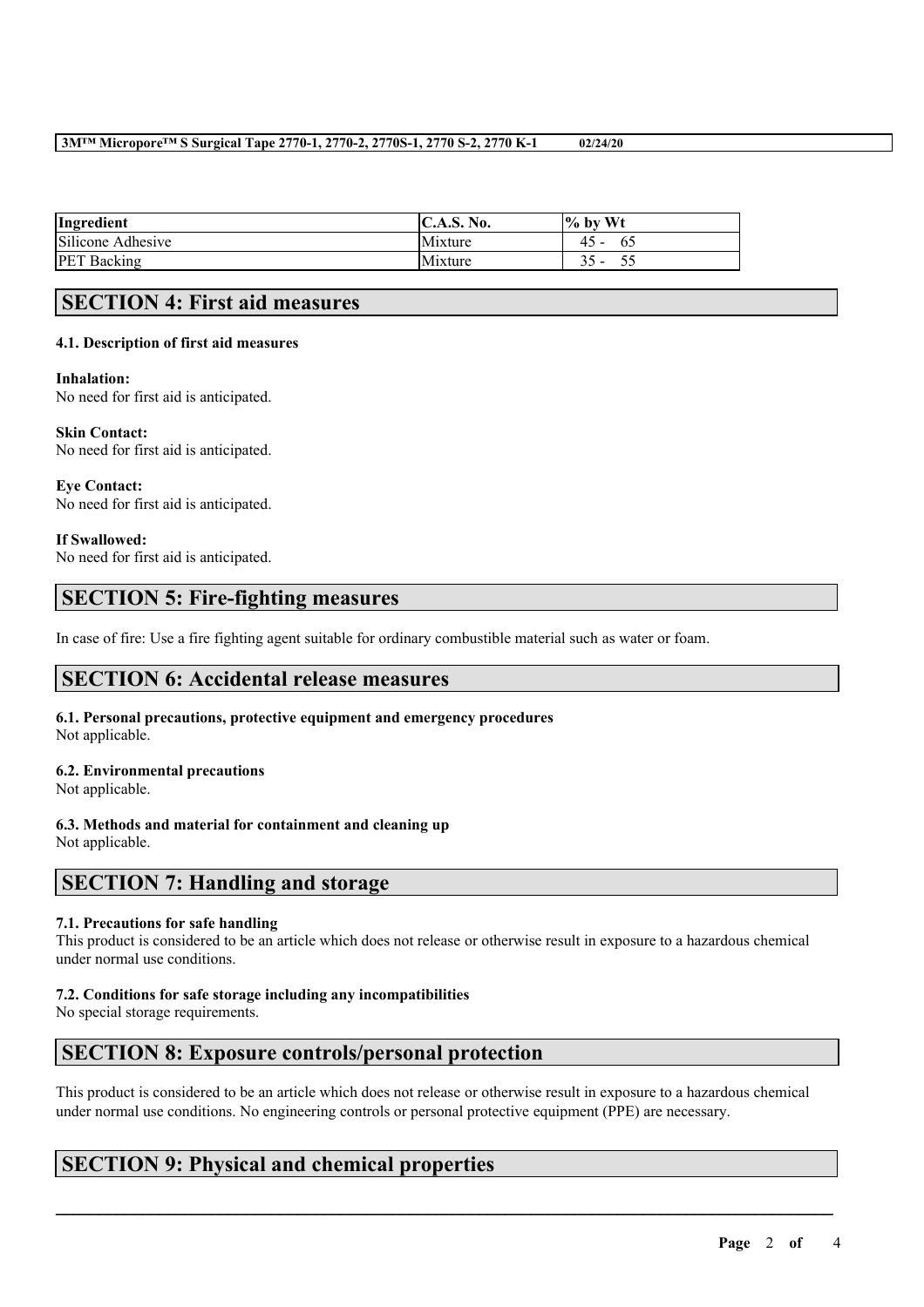| Ingredient | C.A.S. No. | % by Wt |
|---|---|---|
| Silicone Adhesive | Mixture | 45 - 65 |
| PET Backing | Mixture | 35 - 55 |

## SECTION 4: First aid measures

### 4.1. Description of first aid measures

**Inhalation:**
No need for first aid is anticipated.

**Skin Contact:**
No need for first aid is anticipated.

**Eye Contact:**
No need for first aid is anticipated.

**If Swallowed:**
No need for first aid is anticipated.

## SECTION 5: Fire-fighting measures

In case of fire: Use a fire fighting agent suitable for ordinary combustible material such as water or foam.

## SECTION 6: Accidental release measures

### 6.1. Personal precautions, protective equipment and emergency procedures

Not applicable.

### 6.2. Environmental precautions

Not applicable.

### 6.3. Methods and material for containment and cleaning up

Not applicable.

## SECTION 7: Handling and storage

### 7.1. Precautions for safe handling

This product is considered to be an article which does not release or otherwise result in exposure to a hazardous chemical under normal use conditions.

### 7.2. Conditions for safe storage including any incompatibilities

No special storage requirements.

## SECTION 8: Exposure controls/personal protection

This product is considered to be an article which does not release or otherwise result in exposure to a hazardous chemical under normal use conditions. No engineering controls or personal protective equipment (PPE) are necessary.

## SECTION 9: Physical and chemical properties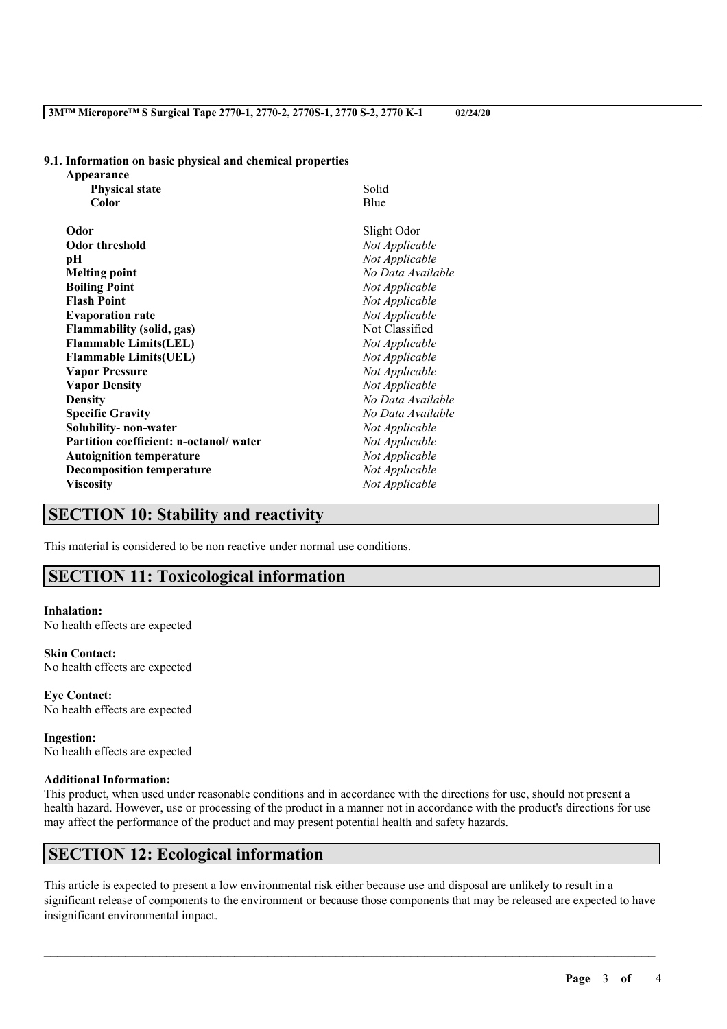### 9.1. Information on basic physical and chemical properties

**Appearance**

| | |
|---|---|
| **Physical state** | Solid |
| **Color** | Blue |
| **Odor** | Slight Odor |
| **Odor threshold** | *Not Applicable* |
| **pH** | *Not Applicable* |
| **Melting point** | *No Data Available* |
| **Boiling Point** | *Not Applicable* |
| **Flash Point** | *Not Applicable* |
| **Evaporation rate** | *Not Applicable* |
| **Flammability (solid, gas)** | Not Classified |
| **Flammable Limits(LEL)** | *Not Applicable* |
| **Flammable Limits(UEL)** | *Not Applicable* |
| **Vapor Pressure** | *Not Applicable* |
| **Vapor Density** | *Not Applicable* |
| **Density** | *No Data Available* |
| **Specific Gravity** | *No Data Available* |
| **Solubility- non-water** | *Not Applicable* |
| **Partition coefficient: n-octanol/ water** | *Not Applicable* |
| **Autoignition temperature** | *Not Applicable* |
| **Decomposition temperature** | *Not Applicable* |
| **Viscosity** | *Not Applicable* |

## SECTION 10: Stability and reactivity

This material is considered to be non reactive under normal use conditions.

## SECTION 11: Toxicological information

**Inhalation:**
No health effects are expected

**Skin Contact:**
No health effects are expected

**Eye Contact:**
No health effects are expected

**Ingestion:**
No health effects are expected

**Additional Information:**
This product, when used under reasonable conditions and in accordance with the directions for use, should not present a health hazard. However, use or processing of the product in a manner not in accordance with the product's directions for use may affect the performance of the product and may present potential health and safety hazards.

## SECTION 12: Ecological information

This article is expected to present a low environmental risk either because use and disposal are unlikely to result in a significant release of components to the environment or because those components that may be released are expected to have insignificant environmental impact.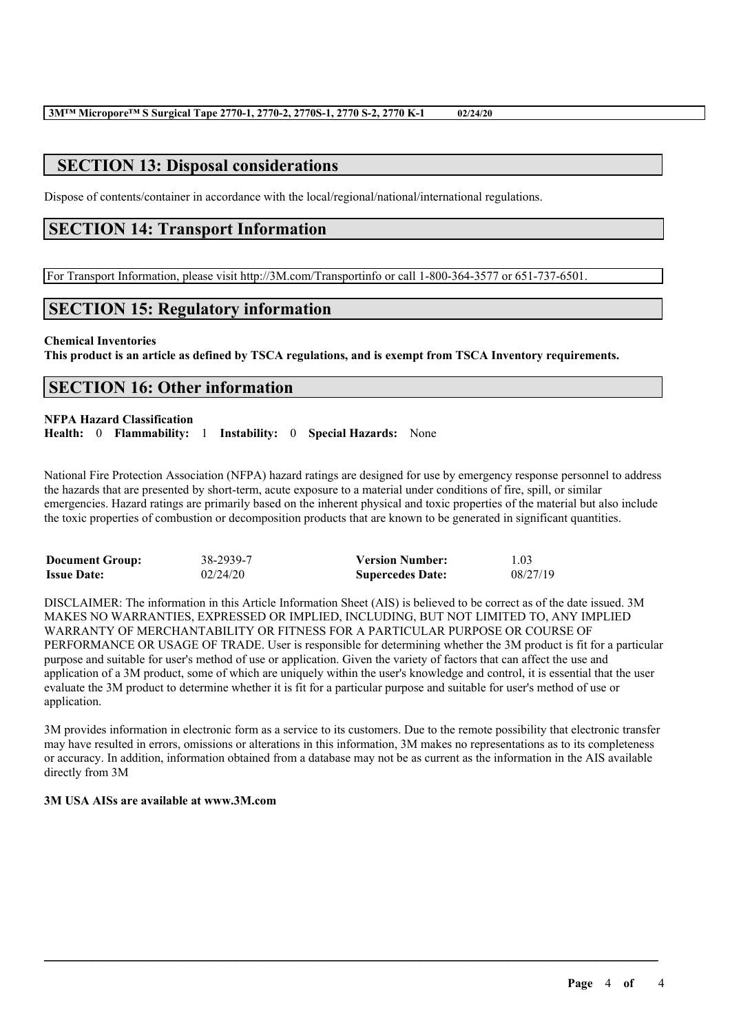## SECTION 13: Disposal considerations

Dispose of contents/container in accordance with the local/regional/national/international regulations.

## SECTION 14: Transport Information

For Transport Information, please visit http://3M.com/Transportinfo or call 1-800-364-3577 or 651-737-6501.

## SECTION 15: Regulatory information

**Chemical Inventories**

**This product is an article as defined by TSCA regulations, and is exempt from TSCA Inventory requirements.**

## SECTION 16: Other information

**NFPA Hazard Classification**

**Health:** 0 **Flammability:** 1 **Instability:** 0 **Special Hazards:** None

National Fire Protection Association (NFPA) hazard ratings are designed for use by emergency response personnel to address the hazards that are presented by short-term, acute exposure to a material under conditions of fire, spill, or similar emergencies. Hazard ratings are primarily based on the inherent physical and toxic properties of the material but also include the toxic properties of combustion or decomposition products that are known to be generated in significant quantities.

| | | | |
|---|---|---|---|
| **Document Group:** | 38-2939-7 | **Version Number:** | 1.03 |
| **Issue Date:** | 02/24/20 | **Supercedes Date:** | 08/27/19 |

DISCLAIMER: The information in this Article Information Sheet (AIS) is believed to be correct as of the date issued. 3M MAKES NO WARRANTIES, EXPRESSED OR IMPLIED, INCLUDING, BUT NOT LIMITED TO, ANY IMPLIED WARRANTY OF MERCHANTABILITY OR FITNESS FOR A PARTICULAR PURPOSE OR COURSE OF PERFORMANCE OR USAGE OF TRADE. User is responsible for determining whether the 3M product is fit for a particular purpose and suitable for user's method of use or application. Given the variety of factors that can affect the use and application of a 3M product, some of which are uniquely within the user's knowledge and control, it is essential that the user evaluate the 3M product to determine whether it is fit for a particular purpose and suitable for user's method of use or application.

3M provides information in electronic form as a service to its customers. Due to the remote possibility that electronic transfer may have resulted in errors, omissions or alterations in this information, 3M makes no representations as to its completeness or accuracy. In addition, information obtained from a database may not be as current as the information in the AIS available directly from 3M

**3M USA AISs are available at www.3M.com**